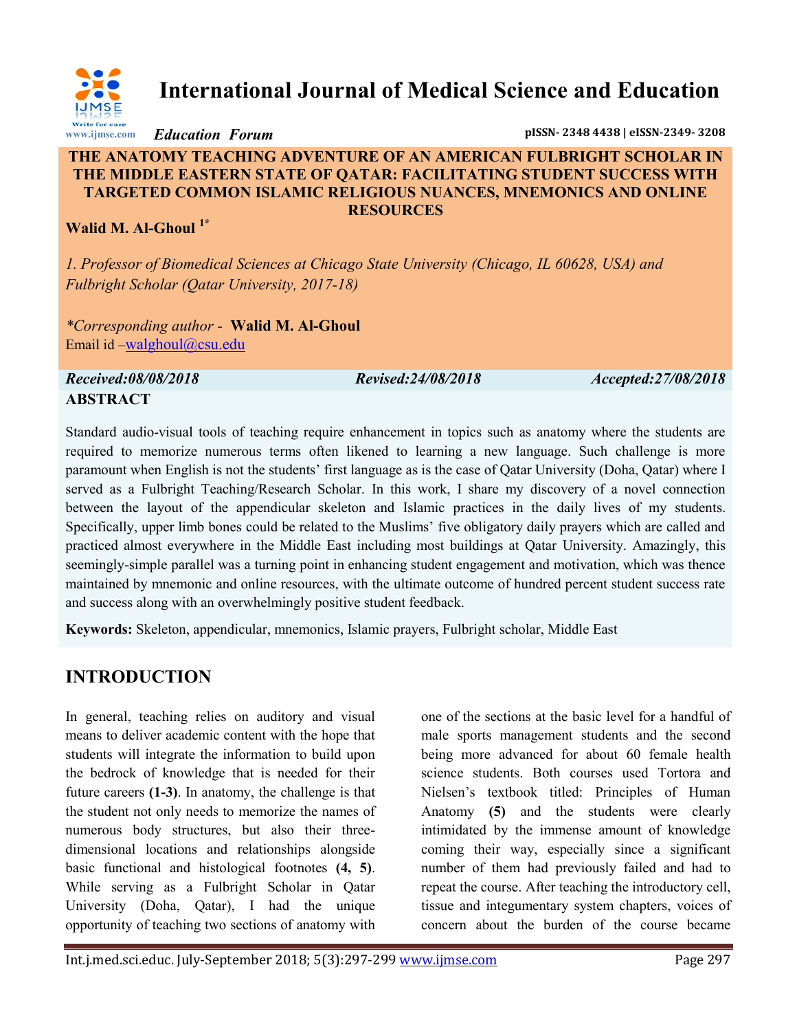# International Journal of Medical Science and Education

*Education Forum*

pISSN- 2348 4438 | eISSN-2349- 3208

## THE ANATOMY TEACHING ADVENTURE OF AN AMERICAN FULBRIGHT SCHOLAR IN THE MIDDLE EASTERN STATE OF QATAR: FACILITATING STUDENT SUCCESS WITH TARGETED COMMON ISLAMIC RELIGIOUS NUANCES, MNEMONICS AND ONLINE RESOURCES

**Walid M. Al-Ghoul [1*]**

*1. Professor of Biomedical Sciences at Chicago State University (Chicago, IL 60628, USA) and Fulbright Scholar (Qatar University, 2017-18)*

*\*Corresponding author* - **Walid M. Al-Ghoul**
Email id –walghoul@csu.edu

*Received:08/08/2018* *Revised:24/08/2018* *Accepted:27/08/2018*

## ABSTRACT

Standard audio-visual tools of teaching require enhancement in topics such as anatomy where the students are required to memorize numerous terms often likened to learning a new language. Such challenge is more paramount when English is not the students' first language as is the case of Qatar University (Doha, Qatar) where I served as a Fulbright Teaching/Research Scholar. In this work, I share my discovery of a novel connection between the layout of the appendicular skeleton and Islamic practices in the daily lives of my students. Specifically, upper limb bones could be related to the Muslims' five obligatory daily prayers which are called and practiced almost everywhere in the Middle East including most buildings at Qatar University. Amazingly, this seemingly-simple parallel was a turning point in enhancing student engagement and motivation, which was thence maintained by mnemonic and online resources, with the ultimate outcome of hundred percent student success rate and success along with an overwhelmingly positive student feedback.

**Keywords:** Skeleton, appendicular, mnemonics, Islamic prayers, Fulbright scholar, Middle East

## INTRODUCTION

In general, teaching relies on auditory and visual means to deliver academic content with the hope that students will integrate the information to build upon the bedrock of knowledge that is needed for their future careers **(1-3)**. In anatomy, the challenge is that the student not only needs to memorize the names of numerous body structures, but also their three-dimensional locations and relationships alongside basic functional and histological footnotes **(4, 5)**. While serving as a Fulbright Scholar in Qatar University (Doha, Qatar), I had the unique opportunity of teaching two sections of anatomy with one of the sections at the basic level for a handful of male sports management students and the second being more advanced for about 60 female health science students. Both courses used Tortora and Nielsen's textbook titled: Principles of Human Anatomy **(5)** and the students were clearly intimidated by the immense amount of knowledge coming their way, especially since a significant number of them had previously failed and had to repeat the course. After teaching the introductory cell, tissue and integumentary system chapters, voices of concern about the burden of the course became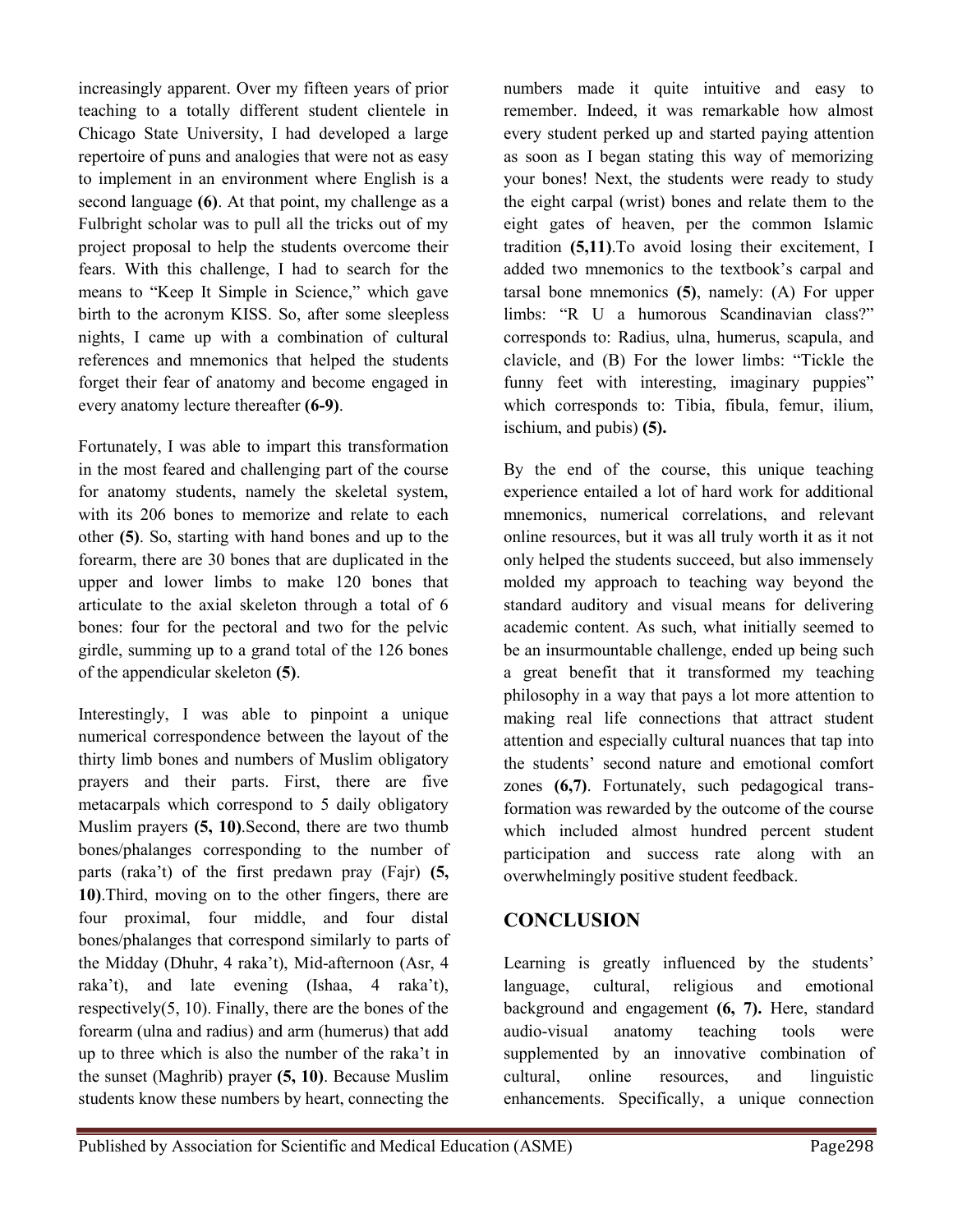increasingly apparent. Over my fifteen years of prior teaching to a totally different student clientele in Chicago State University, I had developed a large repertoire of puns and analogies that were not as easy to implement in an environment where English is a second language **(6)**. At that point, my challenge as a Fulbright scholar was to pull all the tricks out of my project proposal to help the students overcome their fears. With this challenge, I had to search for the means to "Keep It Simple in Science," which gave birth to the acronym KISS. So, after some sleepless nights, I came up with a combination of cultural references and mnemonics that helped the students forget their fear of anatomy and become engaged in every anatomy lecture thereafter **(6-9)**.

Fortunately, I was able to impart this transformation in the most feared and challenging part of the course for anatomy students, namely the skeletal system, with its 206 bones to memorize and relate to each other **(5)**. So, starting with hand bones and up to the forearm, there are 30 bones that are duplicated in the upper and lower limbs to make 120 bones that articulate to the axial skeleton through a total of 6 bones: four for the pectoral and two for the pelvic girdle, summing up to a grand total of the 126 bones of the appendicular skeleton **(5)**.

Interestingly, I was able to pinpoint a unique numerical correspondence between the layout of the thirty limb bones and numbers of Muslim obligatory prayers and their parts. First, there are five metacarpals which correspond to 5 daily obligatory Muslim prayers **(5, 10)**.Second, there are two thumb bones/phalanges corresponding to the number of parts (raka't) of the first predawn pray (Fajr) **(5, 10)**.Third, moving on to the other fingers, there are four proximal, four middle, and four distal bones/phalanges that correspond similarly to parts of the Midday (Dhuhr, 4 raka't), Mid-afternoon (Asr, 4 raka't), and late evening (Ishaa, 4 raka't), respectively(5, 10). Finally, there are the bones of the forearm (ulna and radius) and arm (humerus) that add up to three which is also the number of the raka't in the sunset (Maghrib) prayer **(5, 10)**. Because Muslim students know these numbers by heart, connecting the numbers made it quite intuitive and easy to remember. Indeed, it was remarkable how almost every student perked up and started paying attention as soon as I began stating this way of memorizing your bones! Next, the students were ready to study the eight carpal (wrist) bones and relate them to the eight gates of heaven, per the common Islamic tradition **(5,11)**.To avoid losing their excitement, I added two mnemonics to the textbook's carpal and tarsal bone mnemonics **(5)**, namely: (A) For upper limbs: "R U a humorous Scandinavian class?" corresponds to: Radius, ulna, humerus, scapula, and clavicle, and (B) For the lower limbs: "Tickle the funny feet with interesting, imaginary puppies" which corresponds to: Tibia, fibula, femur, ilium, ischium, and pubis) **(5).**

By the end of the course, this unique teaching experience entailed a lot of hard work for additional mnemonics, numerical correlations, and relevant online resources, but it was all truly worth it as it not only helped the students succeed, but also immensely molded my approach to teaching way beyond the standard auditory and visual means for delivering academic content. As such, what initially seemed to be an insurmountable challenge, ended up being such a great benefit that it transformed my teaching philosophy in a way that pays a lot more attention to making real life connections that attract student attention and especially cultural nuances that tap into the students' second nature and emotional comfort zones **(6,7)**. Fortunately, such pedagogical transformation was rewarded by the outcome of the course which included almost hundred percent student participation and success rate along with an overwhelmingly positive student feedback.

## CONCLUSION

Learning is greatly influenced by the students' language, cultural, religious and emotional background and engagement **(6, 7).** Here, standard audio-visual anatomy teaching tools were supplemented by an innovative combination of cultural, online resources, and linguistic enhancements. Specifically, a unique connection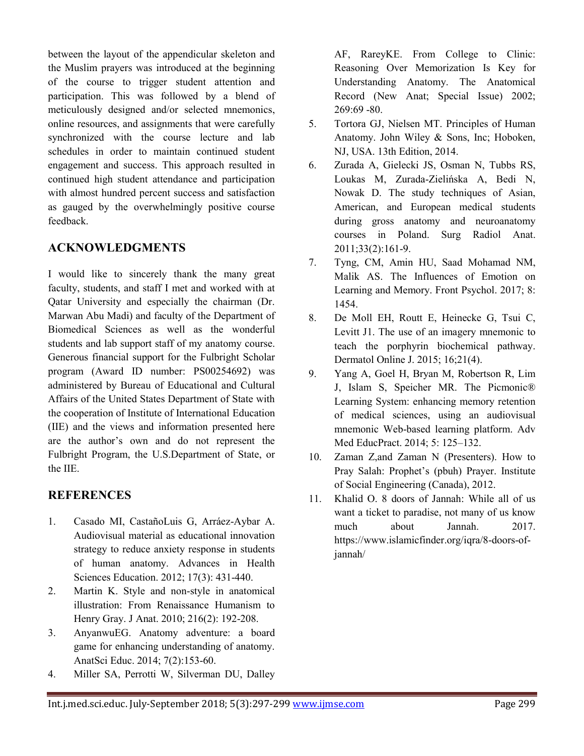between the layout of the appendicular skeleton and the Muslim prayers was introduced at the beginning of the course to trigger student attention and participation. This was followed by a blend of meticulously designed and/or selected mnemonics, online resources, and assignments that were carefully synchronized with the course lecture and lab schedules in order to maintain continued student engagement and success. This approach resulted in continued high student attendance and participation with almost hundred percent success and satisfaction as gauged by the overwhelmingly positive course feedback.

## ACKNOWLEDGMENTS

I would like to sincerely thank the many great faculty, students, and staff I met and worked with at Qatar University and especially the chairman (Dr. Marwan Abu Madi) and faculty of the Department of Biomedical Sciences as well as the wonderful students and lab support staff of my anatomy course. Generous financial support for the Fulbright Scholar program (Award ID number: PS00254692) was administered by Bureau of Educational and Cultural Affairs of the United States Department of State with the cooperation of Institute of International Education (IIE) and the views and information presented here are the author's own and do not represent the Fulbright Program, the U.S.Department of State, or the IIE.

## REFERENCES

1. Casado MI, CastañoLuis G, Arráez-Aybar A. Audiovisual material as educational innovation strategy to reduce anxiety response in students of human anatomy. Advances in Health Sciences Education. 2012; 17(3): 431-440.
2. Martin K. Style and non-style in anatomical illustration: From Renaissance Humanism to Henry Gray. J Anat. 2010; 216(2): 192-208.
3. AnyanwuEG. Anatomy adventure: a board game for enhancing understanding of anatomy. AnatSci Educ. 2014; 7(2):153-60.
4. Miller SA, Perrotti W, Silverman DU, Dalley AF, RareyKE. From College to Clinic: Reasoning Over Memorization Is Key for Understanding Anatomy. The Anatomical Record (New Anat; Special Issue) 2002; 269:69 -80.
5. Tortora GJ, Nielsen MT. Principles of Human Anatomy. John Wiley & Sons, Inc; Hoboken, NJ, USA. 13th Edition, 2014.
6. Zurada A, Gielecki JS, Osman N, Tubbs RS, Loukas M, Zurada-Zielińska A, Bedi N, Nowak D. The study techniques of Asian, American, and European medical students during gross anatomy and neuroanatomy courses in Poland. Surg Radiol Anat. 2011;33(2):161-9.
7. Tyng, CM, Amin HU, Saad Mohamad NM, Malik AS. The Influences of Emotion on Learning and Memory. Front Psychol. 2017; 8: 1454.
8. De Moll EH, Routt E, Heinecke G, Tsui C, Levitt J1. The use of an imagery mnemonic to teach the porphyrin biochemical pathway. Dermatol Online J. 2015; 16;21(4).
9. Yang A, Goel H, Bryan M, Robertson R, Lim J, Islam S, Speicher MR. The Picmonic® Learning System: enhancing memory retention of medical sciences, using an audiovisual mnemonic Web-based learning platform. Adv Med EducPract. 2014; 5: 125–132.
10. Zaman Z,and Zaman N (Presenters). How to Pray Salah: Prophet's (pbuh) Prayer. Institute of Social Engineering (Canada), 2012.
11. Khalid O. 8 doors of Jannah: While all of us want a ticket to paradise, not many of us know much about Jannah. 2017. https://www.islamicfinder.org/iqra/8-doors-of-jannah/